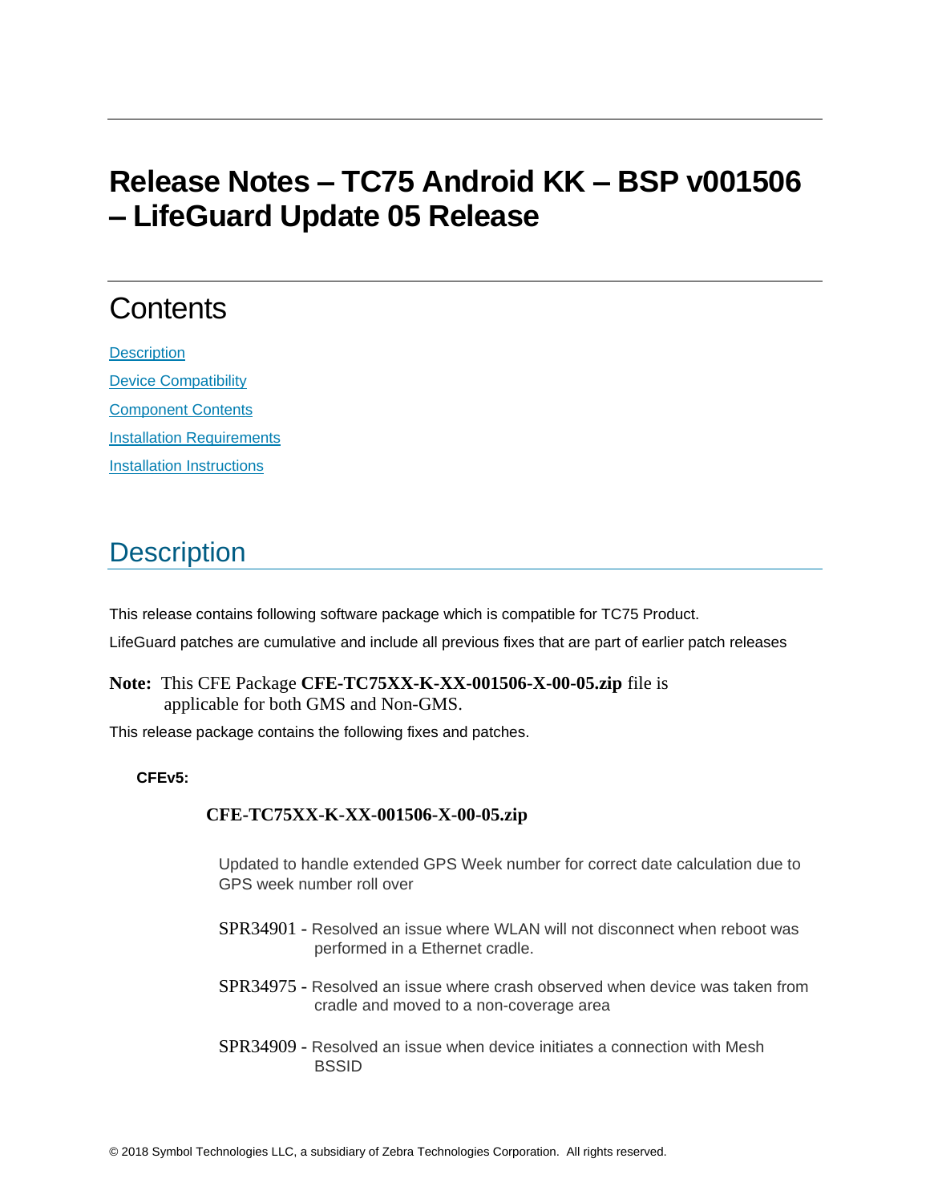# Release Notes – TC75 Android KK – BSP v001506 – LifeGuard Update 05 Release

## Contents

Description

Device Compatibility

Component Contents

Installation Requirements

Installation Instructions

## Description

This release contains following software package which is compatible for TC75 Product.

LifeGuard patches are cumulative and include all previous fixes that are part of earlier patch releases

**Note:** This CFE Package **CFE-TC75XX-K-XX-001506-X-00-05.zip** file is applicable for both GMS and Non-GMS.

This release package contains the following fixes and patches.

**CFEv5:**

**CFE-TC75XX-K-XX-001506-X-00-05.zip**

Updated to handle extended GPS Week number for correct date calculation due to GPS week number roll over

SPR34901 - Resolved an issue where WLAN will not disconnect when reboot was performed in a Ethernet cradle.

SPR34975 - Resolved an issue where crash observed when device was taken from cradle and moved to a non-coverage area

SPR34909 - Resolved an issue when device initiates a connection with Mesh BSSID

© 2018 Symbol Technologies LLC, a subsidiary of Zebra Technologies Corporation. All rights reserved.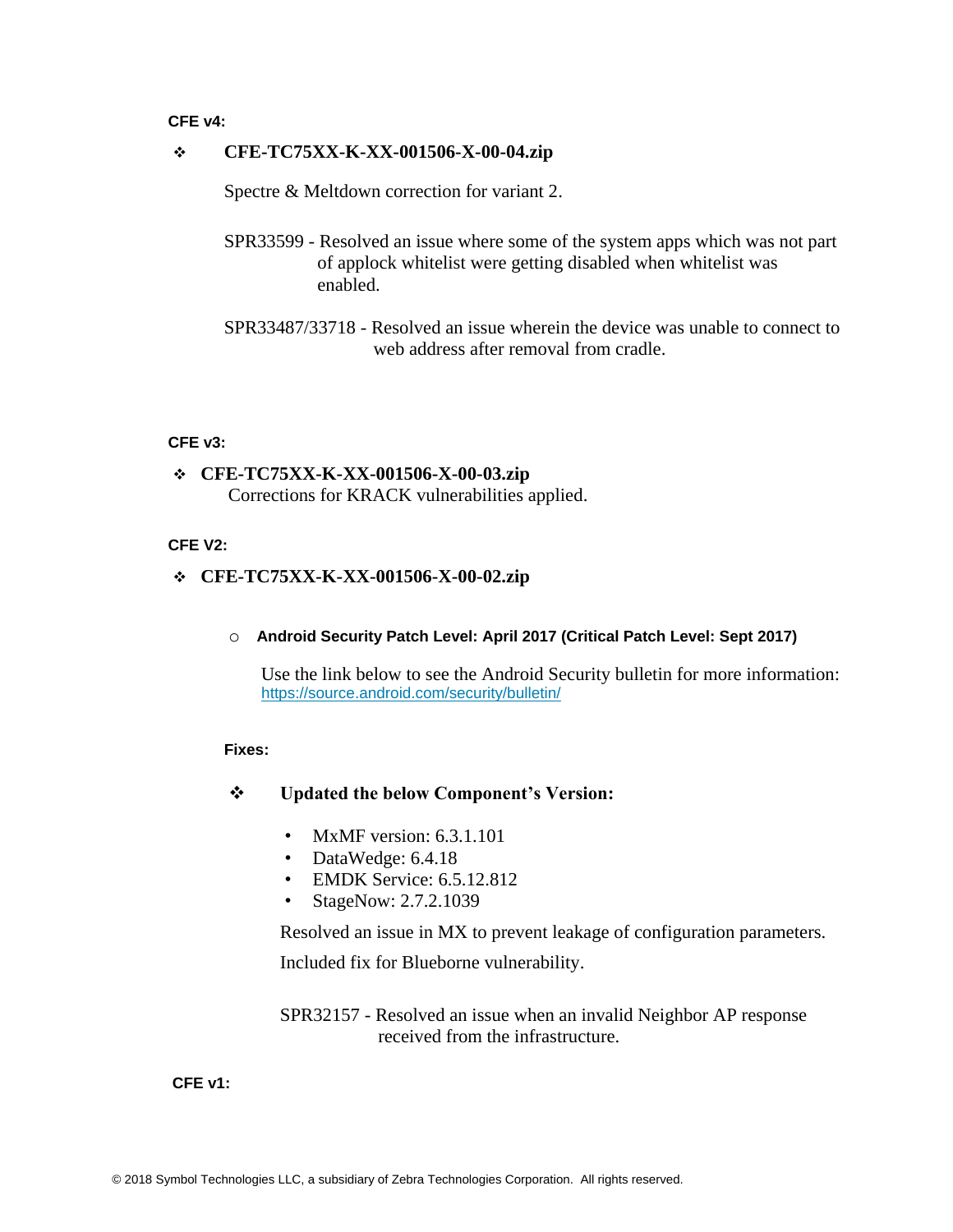**CFE v4:**

- **CFE-TC75XX-K-XX-001506-X-00-04.zip**

  Spectre & Meltdown correction for variant 2.

  SPR33599 - Resolved an issue where some of the system apps which was not part of applock whitelist were getting disabled when whitelist was enabled.

  SPR33487/33718 - Resolved an issue wherein the device was unable to connect to web address after removal from cradle.

**CFE v3:**

- **CFE-TC75XX-K-XX-001506-X-00-03.zip**
  Corrections for KRACK vulnerabilities applied.

**CFE V2:**

- **CFE-TC75XX-K-XX-001506-X-00-02.zip**

  - **Android Security Patch Level: April 2017 (Critical Patch Level: Sept 2017)**

    Use the link below to see the Android Security bulletin for more information:
    https://source.android.com/security/bulletin/

  **Fixes:**

  - **Updated the below Component's Version:**

    - MxMF version: 6.3.1.101
    - DataWedge: 6.4.18
    - EMDK Service: 6.5.12.812
    - StageNow: 2.7.2.1039

    Resolved an issue in MX to prevent leakage of configuration parameters.

    Included fix for Blueborne vulnerability.

    SPR32157 - Resolved an issue when an invalid Neighbor AP response received from the infrastructure.

**CFE v1:**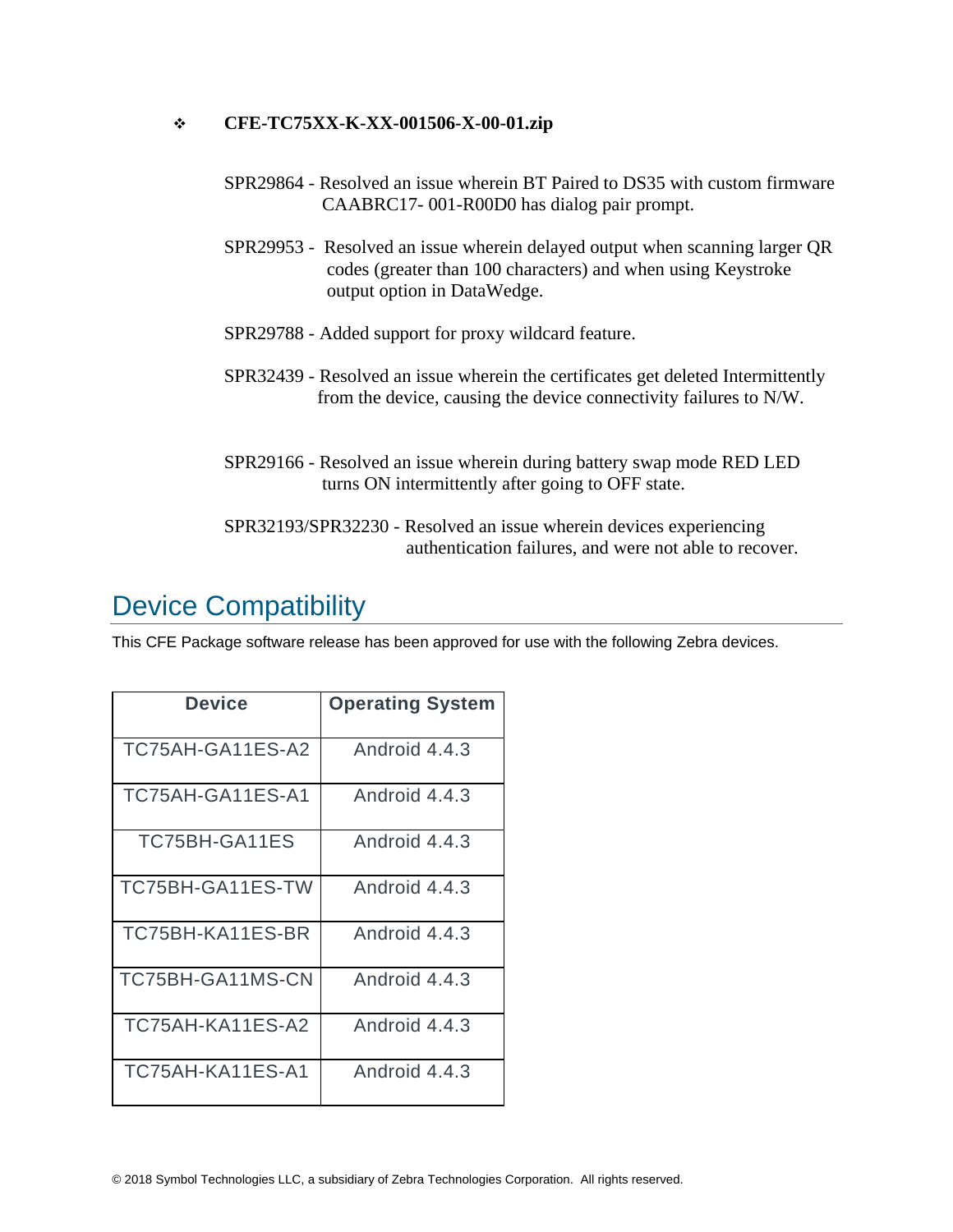- **CFE-TC75XX-K-XX-001506-X-00-01.zip**

  SPR29864 - Resolved an issue wherein BT Paired to DS35 with custom firmware CAABRC17- 001-R00D0 has dialog pair prompt.

  SPR29953 - Resolved an issue wherein delayed output when scanning larger QR codes (greater than 100 characters) and when using Keystroke output option in DataWedge.

  SPR29788 - Added support for proxy wildcard feature.

  SPR32439 - Resolved an issue wherein the certificates get deleted Intermittently from the device, causing the device connectivity failures to N/W.

  SPR29166 - Resolved an issue wherein during battery swap mode RED LED turns ON intermittently after going to OFF state.

  SPR32193/SPR32230 - Resolved an issue wherein devices experiencing authentication failures, and were not able to recover.

## Device Compatibility

This CFE Package software release has been approved for use with the following Zebra devices.

| Device | Operating System |
|---|---|
| TC75AH-GA11ES-A2 | Android 4.4.3 |
| TC75AH-GA11ES-A1 | Android 4.4.3 |
| TC75BH-GA11ES | Android 4.4.3 |
| TC75BH-GA11ES-TW | Android 4.4.3 |
| TC75BH-KA11ES-BR | Android 4.4.3 |
| TC75BH-GA11MS-CN | Android 4.4.3 |
| TC75AH-KA11ES-A2 | Android 4.4.3 |
| TC75AH-KA11ES-A1 | Android 4.4.3 |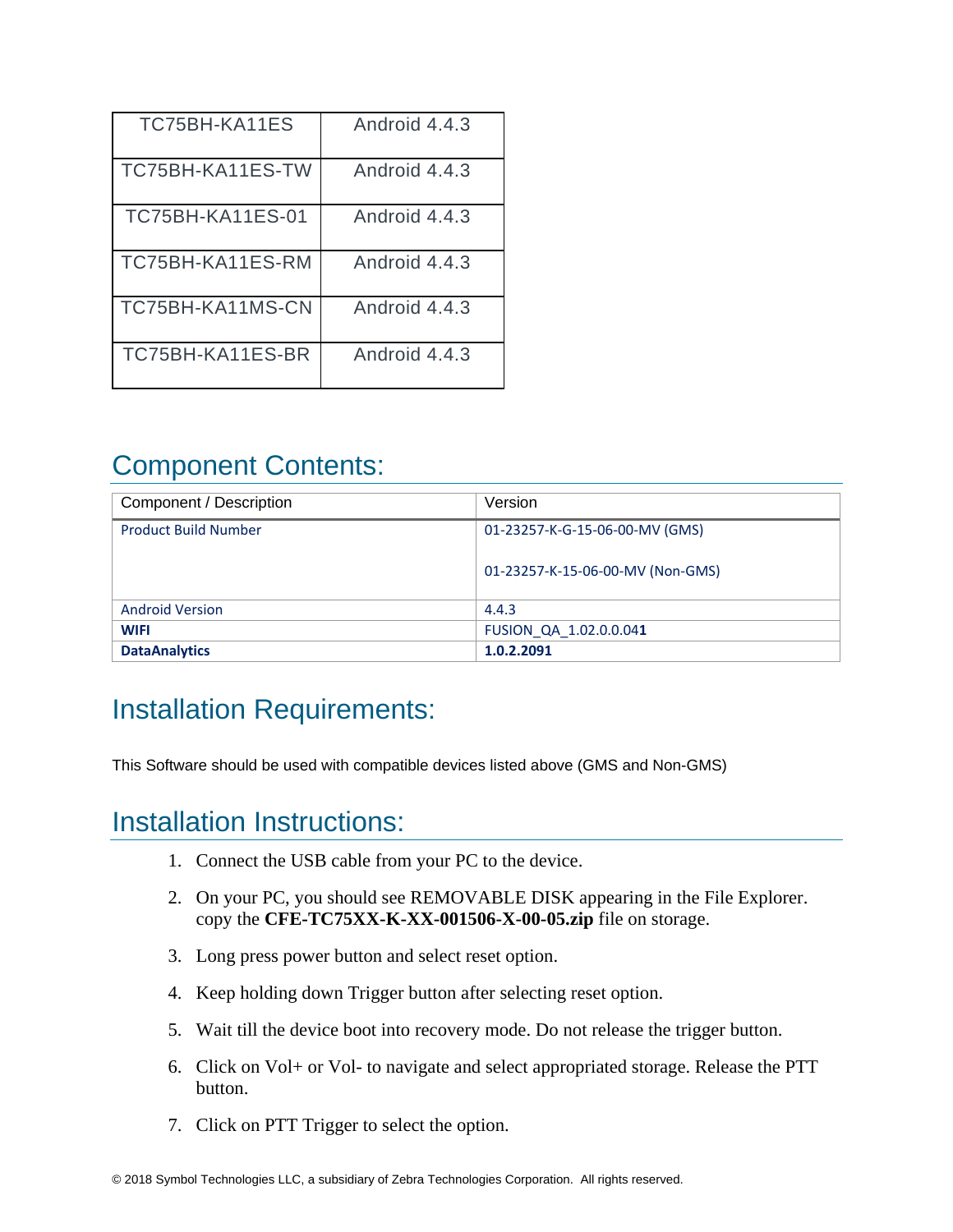| TC75BH-KA11ES | Android 4.4.3 |
|---|---|
| TC75BH-KA11ES-TW | Android 4.4.3 |
| TC75BH-KA11ES-01 | Android 4.4.3 |
| TC75BH-KA11ES-RM | Android 4.4.3 |
| TC75BH-KA11MS-CN | Android 4.4.3 |
| TC75BH-KA11ES-BR | Android 4.4.3 |

## Component Contents:

| Component / Description | Version |
|---|---|
| Product Build Number | 01-23257-K-G-15-06-00-MV (GMS)<br><br>01-23257-K-15-06-00-MV (Non-GMS) |
| Android Version | 4.4.3 |
| **WIFI** | FUSION_QA_1.02.0.0.04**1** |
| **DataAnalytics** | **1.0.2.2091** |

## Installation Requirements:

This Software should be used with compatible devices listed above (GMS and Non-GMS)

## Installation Instructions:

1. Connect the USB cable from your PC to the device.
2. On your PC, you should see REMOVABLE DISK appearing in the File Explorer. copy the **CFE-TC75XX-K-XX-001506-X-00-05.zip** file on storage.
3. Long press power button and select reset option.
4. Keep holding down Trigger button after selecting reset option.
5. Wait till the device boot into recovery mode. Do not release the trigger button.
6. Click on Vol+ or Vol- to navigate and select appropriated storage. Release the PTT button.
7. Click on PTT Trigger to select the option.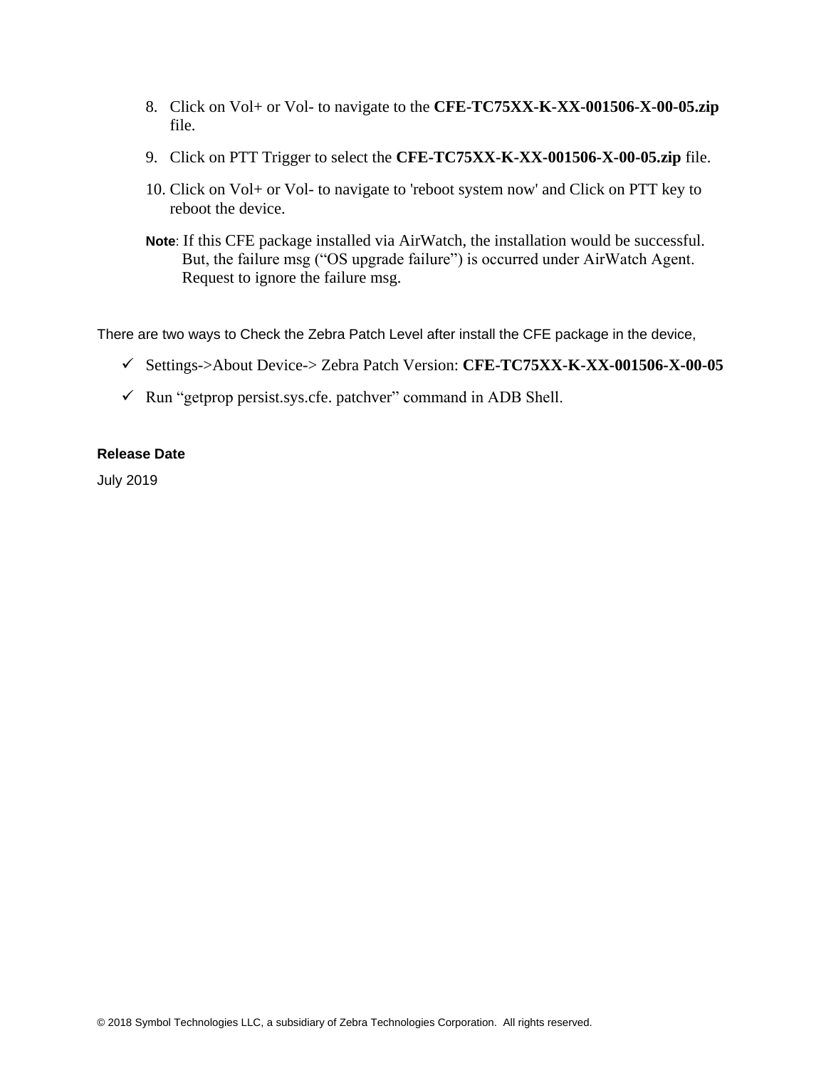8. Click on Vol+ or Vol- to navigate to the **CFE-TC75XX-K-XX-001506-X-00-05.zip** file.
9. Click on PTT Trigger to select the **CFE-TC75XX-K-XX-001506-X-00-05.zip** file.
10. Click on Vol+ or Vol- to navigate to 'reboot system now' and Click on PTT key to reboot the device.

**Note**: If this CFE package installed via AirWatch, the installation would be successful. But, the failure msg (“OS upgrade failure”) is occurred under AirWatch Agent. Request to ignore the failure msg.

There are two ways to Check the Zebra Patch Level after install the CFE package in the device,

- ✓ Settings->About Device-> Zebra Patch Version: **CFE-TC75XX-K-XX-001506-X-00-05**
- ✓ Run “getprop persist.sys.cfe. patchver” command in ADB Shell.

**Release Date**

July 2019